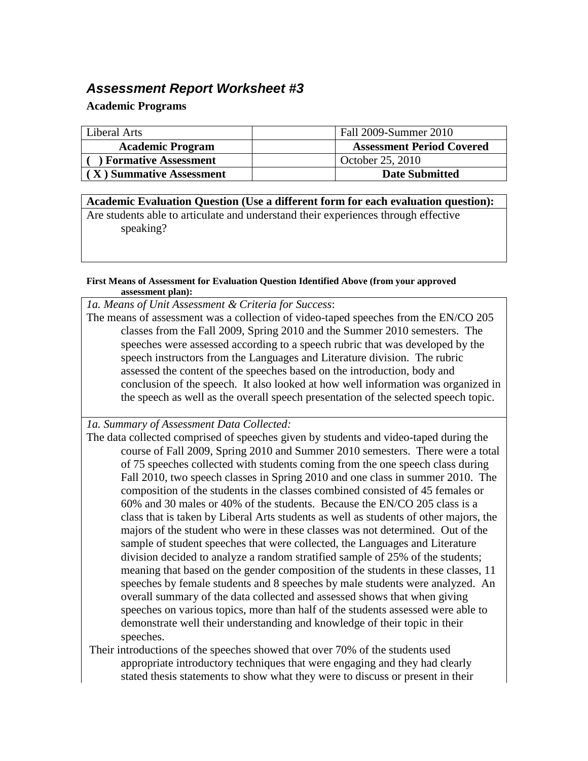## *Assessment Report Worksheet #3*

**Academic Programs**

| Liberal Arts | | Fall 2009-Summer 2010 |
|---|---|---|
| **Academic Program** | | **Assessment Period Covered** |
| **( ) Formative Assessment** | | October 25, 2010 |
| **( X ) Summative Assessment** | | **Date Submitted** |

**Academic Evaluation Question (Use a different form for each evaluation question):**

Are students able to articulate and understand their experiences through effective speaking?

**First Means of Assessment for Evaluation Question Identified Above (from your approved assessment plan):**

*1a. Means of Unit Assessment & Criteria for Success*:

The means of assessment was a collection of video-taped speeches from the EN/CO 205 classes from the Fall 2009, Spring 2010 and the Summer 2010 semesters. The speeches were assessed according to a speech rubric that was developed by the speech instructors from the Languages and Literature division. The rubric assessed the content of the speeches based on the introduction, body and conclusion of the speech. It also looked at how well information was organized in the speech as well as the overall speech presentation of the selected speech topic.

*1a. Summary of Assessment Data Collected:*

The data collected comprised of speeches given by students and video-taped during the course of Fall 2009, Spring 2010 and Summer 2010 semesters. There were a total of 75 speeches collected with students coming from the one speech class during Fall 2010, two speech classes in Spring 2010 and one class in summer 2010. The composition of the students in the classes combined consisted of 45 females or 60% and 30 males or 40% of the students. Because the EN/CO 205 class is a class that is taken by Liberal Arts students as well as students of other majors, the majors of the student who were in these classes was not determined. Out of the sample of student speeches that were collected, the Languages and Literature division decided to analyze a random stratified sample of 25% of the students; meaning that based on the gender composition of the students in these classes, 11 speeches by female students and 8 speeches by male students were analyzed. An overall summary of the data collected and assessed shows that when giving speeches on various topics, more than half of the students assessed were able to demonstrate well their understanding and knowledge of their topic in their speeches.

Their introductions of the speeches showed that over 70% of the students used appropriate introductory techniques that were engaging and they had clearly stated thesis statements to show what they were to discuss or present in their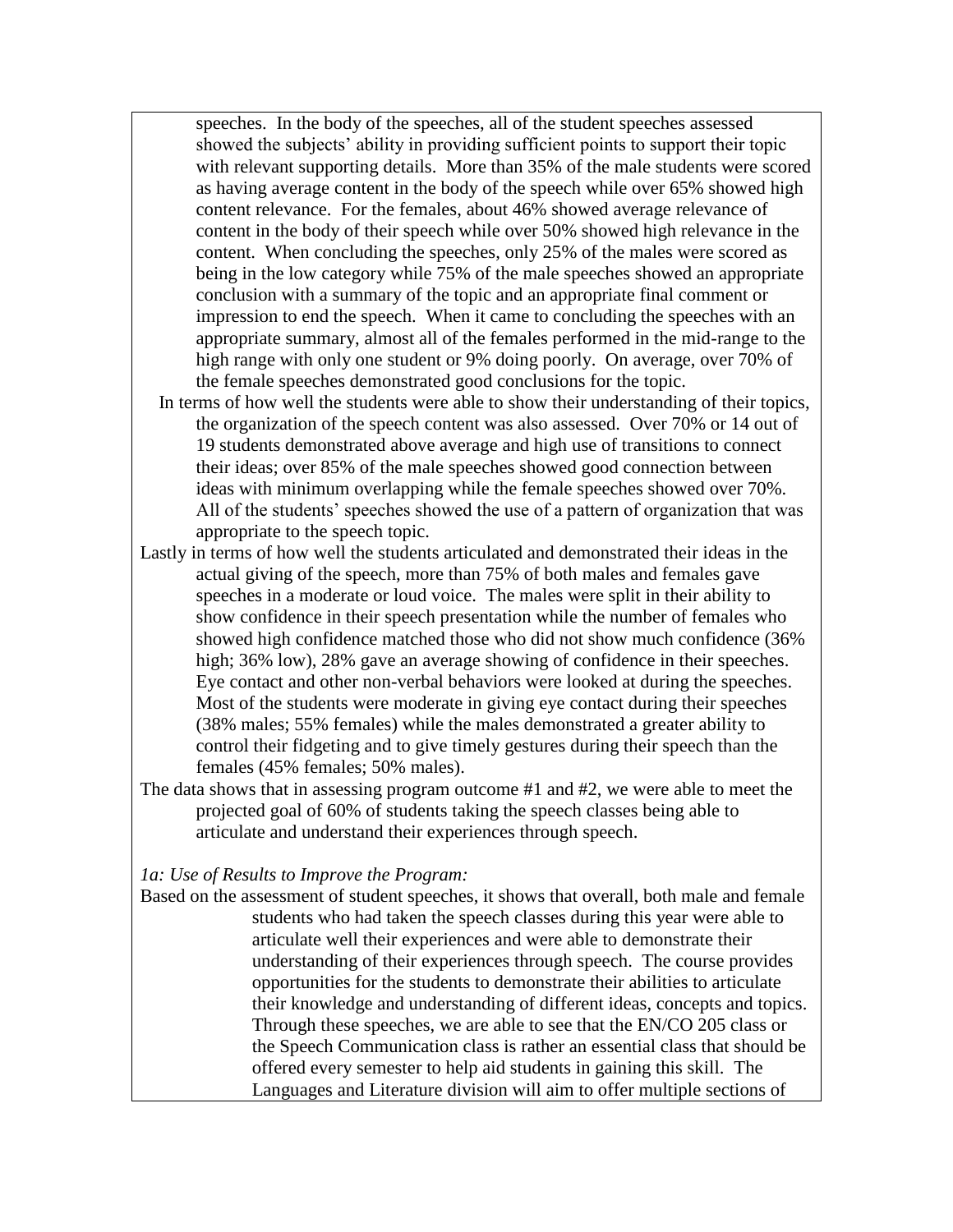speeches. In the body of the speeches, all of the student speeches assessed showed the subjects' ability in providing sufficient points to support their topic with relevant supporting details. More than 35% of the male students were scored as having average content in the body of the speech while over 65% showed high content relevance. For the females, about 46% showed average relevance of content in the body of their speech while over 50% showed high relevance in the content. When concluding the speeches, only 25% of the males were scored as being in the low category while 75% of the male speeches showed an appropriate conclusion with a summary of the topic and an appropriate final comment or impression to end the speech. When it came to concluding the speeches with an appropriate summary, almost all of the females performed in the mid-range to the high range with only one student or 9% doing poorly. On average, over 70% of the female speeches demonstrated good conclusions for the topic.

In terms of how well the students were able to show their understanding of their topics, the organization of the speech content was also assessed. Over 70% or 14 out of 19 students demonstrated above average and high use of transitions to connect their ideas; over 85% of the male speeches showed good connection between ideas with minimum overlapping while the female speeches showed over 70%. All of the students' speeches showed the use of a pattern of organization that was appropriate to the speech topic.

Lastly in terms of how well the students articulated and demonstrated their ideas in the actual giving of the speech, more than 75% of both males and females gave speeches in a moderate or loud voice. The males were split in their ability to show confidence in their speech presentation while the number of females who showed high confidence matched those who did not show much confidence (36% high; 36% low), 28% gave an average showing of confidence in their speeches. Eye contact and other non-verbal behaviors were looked at during the speeches. Most of the students were moderate in giving eye contact during their speeches (38% males; 55% females) while the males demonstrated a greater ability to control their fidgeting and to give timely gestures during their speech than the females (45% females; 50% males).

The data shows that in assessing program outcome #1 and #2, we were able to meet the projected goal of 60% of students taking the speech classes being able to articulate and understand their experiences through speech.

*1a: Use of Results to Improve the Program:*

Based on the assessment of student speeches, it shows that overall, both male and female students who had taken the speech classes during this year were able to articulate well their experiences and were able to demonstrate their understanding of their experiences through speech. The course provides opportunities for the students to demonstrate their abilities to articulate their knowledge and understanding of different ideas, concepts and topics. Through these speeches, we are able to see that the EN/CO 205 class or the Speech Communication class is rather an essential class that should be offered every semester to help aid students in gaining this skill. The Languages and Literature division will aim to offer multiple sections of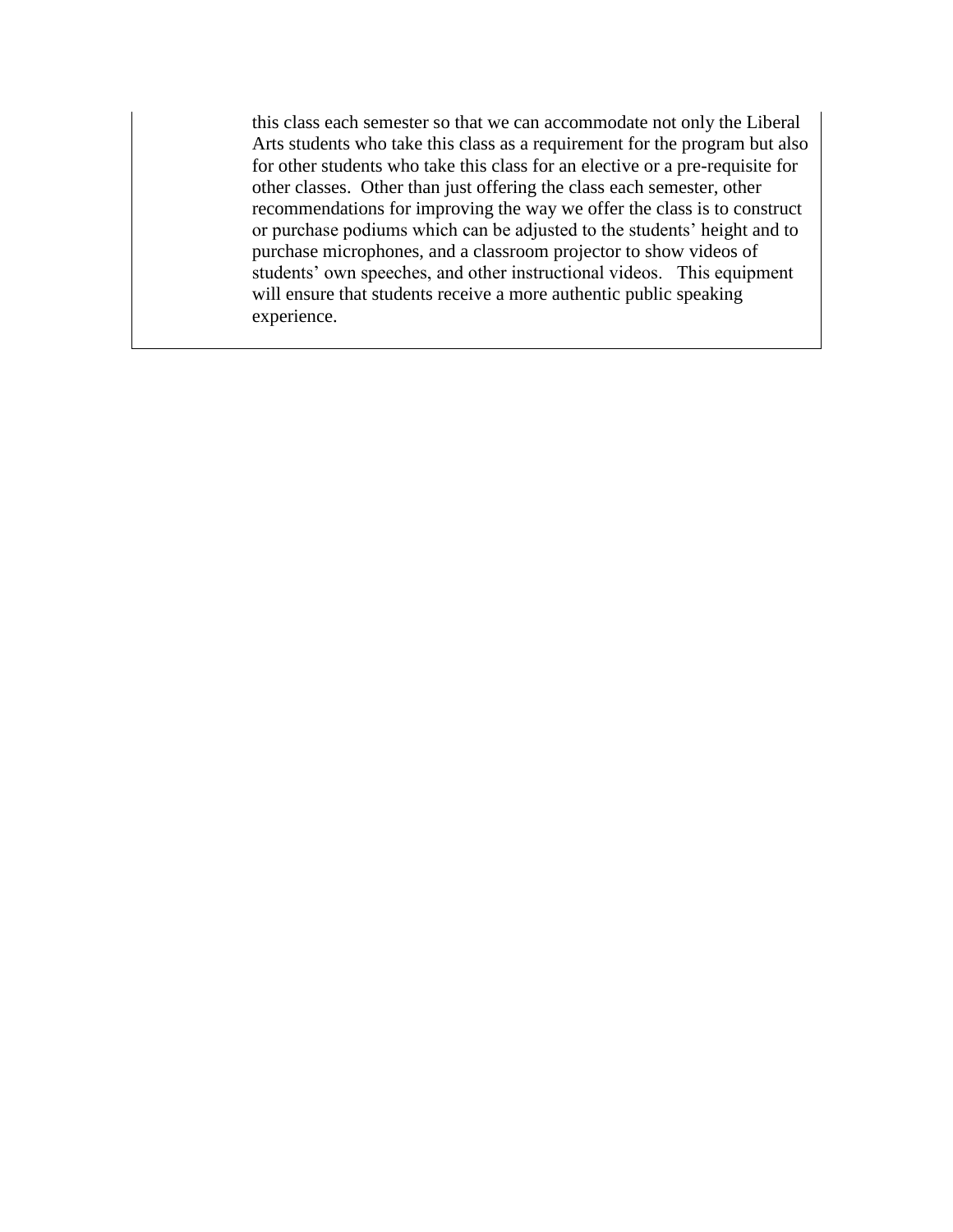this class each semester so that we can accommodate not only the Liberal Arts students who take this class as a requirement for the program but also for other students who take this class for an elective or a pre-requisite for other classes. Other than just offering the class each semester, other recommendations for improving the way we offer the class is to construct or purchase podiums which can be adjusted to the students' height and to purchase microphones, and a classroom projector to show videos of students' own speeches, and other instructional videos. This equipment will ensure that students receive a more authentic public speaking experience.